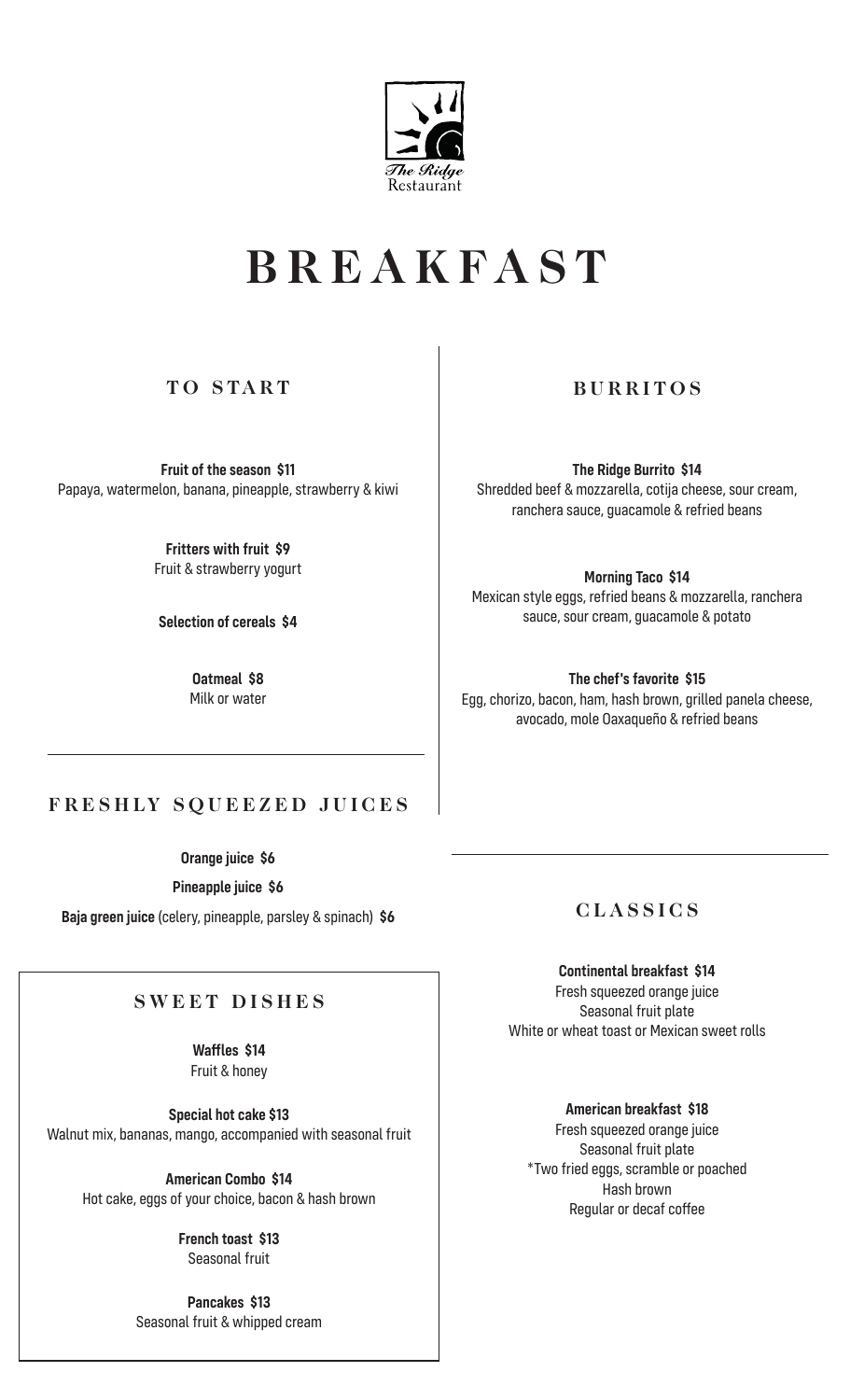The Ridge Restaurant

# BREAKFAST

## TO START

**Fruit of the season $11**
Papaya, watermelon, banana, pineapple, strawberry & kiwi

**Fritters with fruit $9**
Fruit & strawberry yogurt

**Selection of cereals $4**

**Oatmeal $8**
Milk or water

## FRESHLY SQUEEZED JUICES

**Orange juice $6**

**Pineapple juice $6**

**Baja green juice** (celery, pineapple, parsley & spinach) **$6**

## SWEET DISHES

**Waffles $14**
Fruit & honey

**Special hot cake $13**
Walnut mix, bananas, mango, accompanied with seasonal fruit

**American Combo $14**
Hot cake, eggs of your choice, bacon & hash brown

**French toast $13**
Seasonal fruit

**Pancakes $13**
Seasonal fruit & whipped cream

## BURRITOS

**The Ridge Burrito $14**
Shredded beef & mozzarella, cotija cheese, sour cream, ranchera sauce, guacamole & refried beans

**Morning Taco $14**
Mexican style eggs, refried beans & mozzarella, ranchera sauce, sour cream, guacamole & potato

**The chef's favorite $15**
Egg, chorizo, bacon, ham, hash brown, grilled panela cheese, avocado, mole Oaxaqueño & refried beans

## CLASSICS

**Continental breakfast $14**
Fresh squeezed orange juice
Seasonal fruit plate
White or wheat toast or Mexican sweet rolls

**American breakfast $18**
Fresh squeezed orange juice
Seasonal fruit plate
*Two fried eggs, scramble or poached
Hash brown
Regular or decaf coffee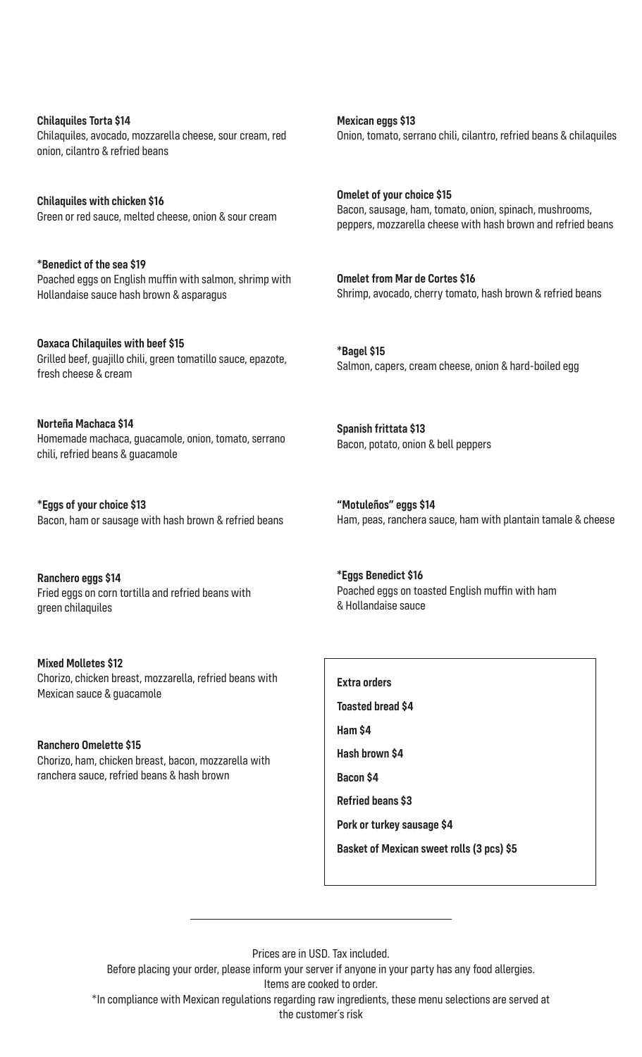**Chilaquiles Torta $14**
Chilaquiles, avocado, mozzarella cheese, sour cream, red onion, cilantro & refried beans

**Chilaquiles with chicken $16**
Green or red sauce, melted cheese, onion & sour cream

***Benedict of the sea $19**
Poached eggs on English muffin with salmon, shrimp with Hollandaise sauce hash brown & asparagus

**Oaxaca Chilaquiles with beef $15**
Grilled beef, guajillo chili, green tomatillo sauce, epazote, fresh cheese & cream

**Norteña Machaca $14**
Homemade machaca, guacamole, onion, tomato, serrano chili, refried beans & guacamole

***Eggs of your choice $13**
Bacon, ham or sausage with hash brown & refried beans

**Ranchero eggs $14**
Fried eggs on corn tortilla and refried beans with green chilaquiles

**Mixed Molletes $12**
Chorizo, chicken breast, mozzarella, refried beans with Mexican sauce & guacamole

**Ranchero Omelette $15**
Chorizo, ham, chicken breast, bacon, mozzarella with ranchera sauce, refried beans & hash brown

**Mexican eggs $13**
Onion, tomato, serrano chili, cilantro, refried beans & chilaquiles

**Omelet of your choice $15**
Bacon, sausage, ham, tomato, onion, spinach, mushrooms, peppers, mozzarella cheese with hash brown and refried beans

**Omelet from Mar de Cortes $16**
Shrimp, avocado, cherry tomato, hash brown & refried beans

***Bagel $15**
Salmon, capers, cream cheese, onion & hard-boiled egg

**Spanish frittata $13**
Bacon, potato, onion & bell peppers

**"Motuleños" eggs $14**
Ham, peas, ranchera sauce, ham with plantain tamale & cheese

***Eggs Benedict $16**
Poached eggs on toasted English muffin with ham & Hollandaise sauce

**Extra orders**

**Toasted bread $4**

**Ham $4**

**Hash brown $4**

**Bacon $4**

**Refried beans $3**

**Pork or turkey sausage $4**

**Basket of Mexican sweet rolls (3 pcs) $5**

---

Prices are in USD. Tax included.
Before placing your order, please inform your server if anyone in your party has any food allergies.
Items are cooked to order.
*In compliance with Mexican regulations regarding raw ingredients, these menu selections are served at the customer´s risk